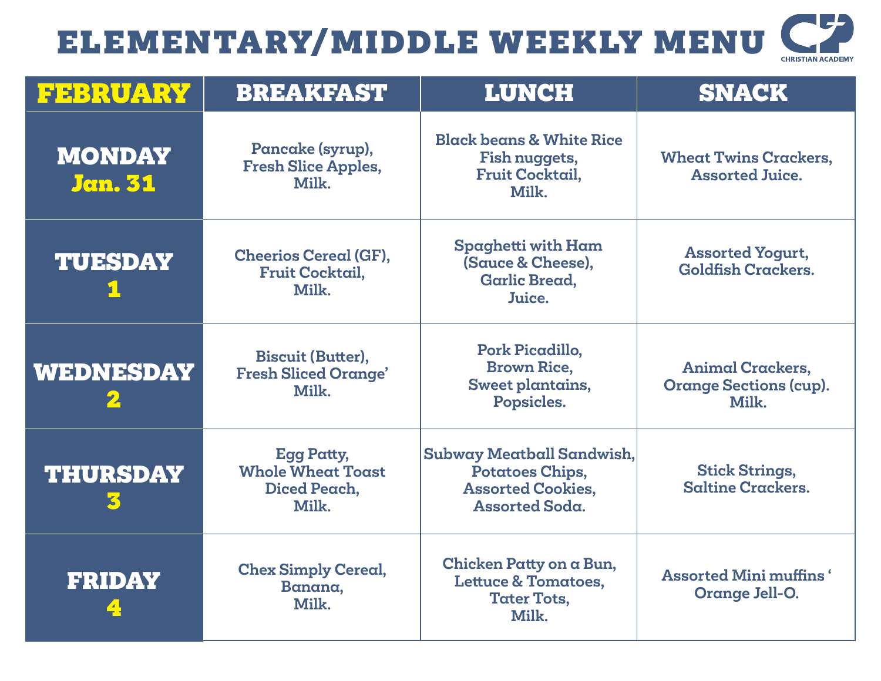# ELEMENTARY/MIDDLE WEEKLY MENU

CHRISTIAN ACADEMY

| FEBRUARY | BREAKFAST | LUNCH | SNACK |
|---|---|---|---|
| MONDAY Jan. 31 | Pancake (syrup), Fresh Slice Apples, Milk. | Black beans & White Rice Fish nuggets, Fruit Cocktail, Milk. | Wheat Twins Crackers, Assorted Juice. |
| TUESDAY 1 | Cheerios Cereal (GF), Fruit Cocktail, Milk. | Spaghetti with Ham (Sauce & Cheese), Garlic Bread, Juice. | Assorted Yogurt, Goldfish Crackers. |
| WEDNESDAY 2 | Biscuit (Butter), Fresh Sliced Orange' Milk. | Pork Picadillo, Brown Rice, Sweet plantains, Popsicles. | Animal Crackers, Orange Sections (cup). Milk. |
| THURSDAY 3 | Egg Patty, Whole Wheat Toast Diced Peach, Milk. | Subway Meatball Sandwish, Potatoes Chips, Assorted Cookies, Assorted Soda. | Stick Strings, Saltine Crackers. |
| FRIDAY 4 | Chex Simply Cereal, Banana, Milk. | Chicken Patty on a Bun, Lettuce & Tomatoes, Tater Tots, Milk. | Assorted Mini muffins ' Orange Jell-O. |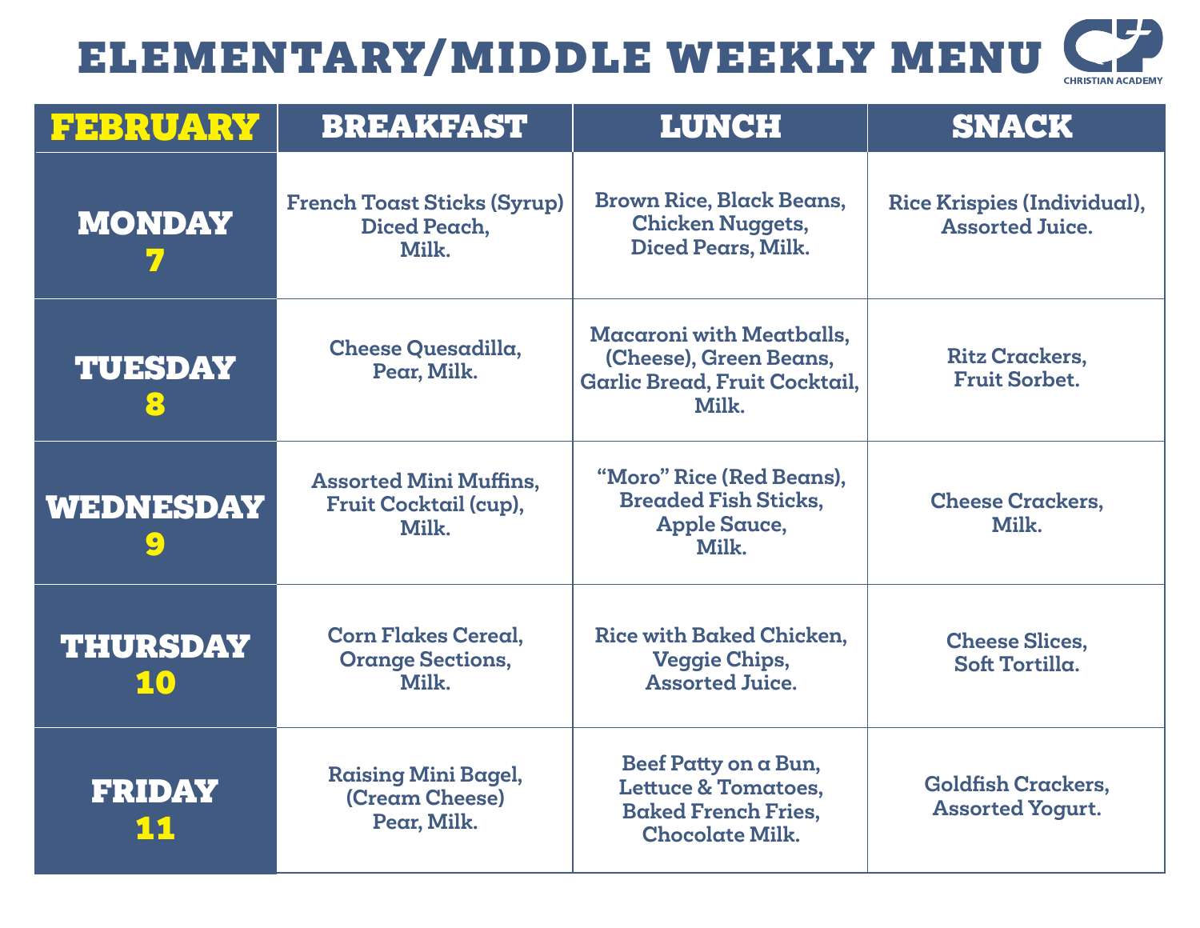# ELEMENTARY/MIDDLE WEEKLY MENU

CHRISTIAN ACADEMY

| FEBRUARY | BREAKFAST | LUNCH | SNACK |
|---|---|---|---|
| MONDAY 7 | French Toast Sticks (Syrup) Diced Peach, Milk. | Brown Rice, Black Beans, Chicken Nuggets, Diced Pears, Milk. | Rice Krispies (Individual), Assorted Juice. |
| TUESDAY 8 | Cheese Quesadilla, Pear, Milk. | Macaroni with Meatballs, (Cheese), Green Beans, Garlic Bread, Fruit Cocktail, Milk. | Ritz Crackers, Fruit Sorbet. |
| WEDNESDAY 9 | Assorted Mini Muffins, Fruit Cocktail (cup), Milk. | "Moro" Rice (Red Beans), Breaded Fish Sticks, Apple Sauce, Milk. | Cheese Crackers, Milk. |
| THURSDAY 10 | Corn Flakes Cereal, Orange Sections, Milk. | Rice with Baked Chicken, Veggie Chips, Assorted Juice. | Cheese Slices, Soft Tortilla. |
| FRIDAY 11 | Raising Mini Bagel, (Cream Cheese) Pear, Milk. | Beef Patty on a Bun, Lettuce & Tomatoes, Baked French Fries, Chocolate Milk. | Goldfish Crackers, Assorted Yogurt. |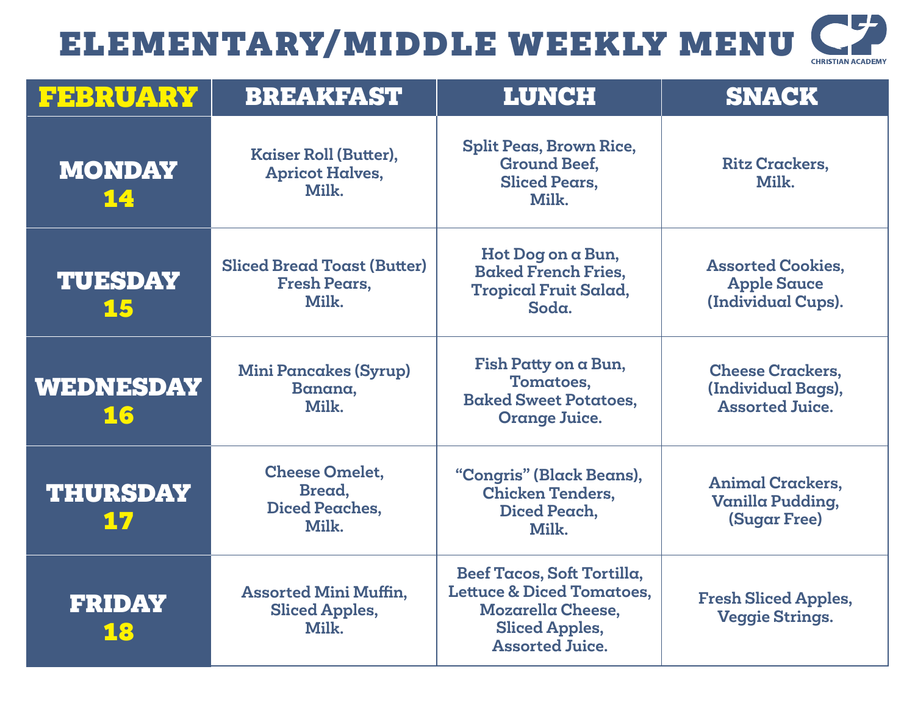# ELEMENTARY/MIDDLE WEEKLY MENU

CHRISTIAN ACADEMY

| FEBRUARY | BREAKFAST | LUNCH | SNACK |
|---|---|---|---|
| MONDAY 14 | Kaiser Roll (Butter), Apricot Halves, Milk. | Split Peas, Brown Rice, Ground Beef, Sliced Pears, Milk. | Ritz Crackers, Milk. |
| TUESDAY 15 | Sliced Bread Toast (Butter) Fresh Pears, Milk. | Hot Dog on a Bun, Baked French Fries, Tropical Fruit Salad, Soda. | Assorted Cookies, Apple Sauce (Individual Cups). |
| WEDNESDAY 16 | Mini Pancakes (Syrup) Banana, Milk. | Fish Patty on a Bun, Tomatoes, Baked Sweet Potatoes, Orange Juice. | Cheese Crackers, (Individual Bags), Assorted Juice. |
| THURSDAY 17 | Cheese Omelet, Bread, Diced Peaches, Milk. | "Congris" (Black Beans), Chicken Tenders, Diced Peach, Milk. | Animal Crackers, Vanilla Pudding, (Sugar Free) |
| FRIDAY 18 | Assorted Mini Muffin, Sliced Apples, Milk. | Beef Tacos, Soft Tortilla, Lettuce & Diced Tomatoes, Mozarella Cheese, Sliced Apples, Assorted Juice. | Fresh Sliced Apples, Veggie Strings. |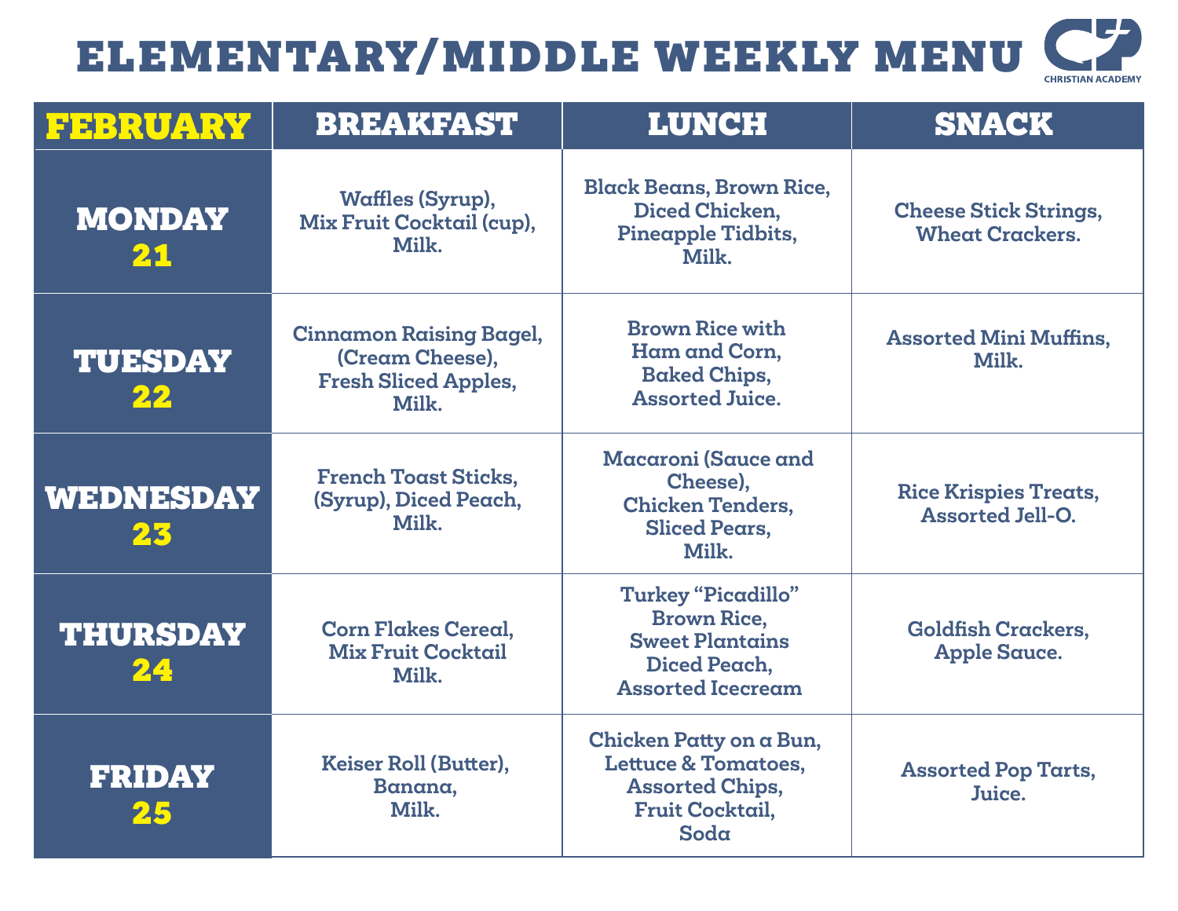# ELEMENTARY/MIDDLE WEEKLY MENU

CHRISTIAN ACADEMY

| FEBRUARY | BREAKFAST | LUNCH | SNACK |
| --- | --- | --- | --- |
| MONDAY 21 | Waffles (Syrup), Mix Fruit Cocktail (cup), Milk. | Black Beans, Brown Rice, Diced Chicken, Pineapple Tidbits, Milk. | Cheese Stick Strings, Wheat Crackers. |
| TUESDAY 22 | Cinnamon Raising Bagel, (Cream Cheese), Fresh Sliced Apples, Milk. | Brown Rice with Ham and Corn, Baked Chips, Assorted Juice. | Assorted Mini Muffins, Milk. |
| WEDNESDAY 23 | French Toast Sticks, (Syrup), Diced Peach, Milk. | Macaroni (Sauce and Cheese), Chicken Tenders, Sliced Pears, Milk. | Rice Krispies Treats, Assorted Jell-O. |
| THURSDAY 24 | Corn Flakes Cereal, Mix Fruit Cocktail Milk. | Turkey “Picadillo” Brown Rice, Sweet Plantains Diced Peach, Assorted Icecream | Goldfish Crackers, Apple Sauce. |
| FRIDAY 25 | Keiser Roll (Butter), Banana, Milk. | Chicken Patty on a Bun, Lettuce & Tomatoes, Assorted Chips, Fruit Cocktail, Soda | Assorted Pop Tarts, Juice. |